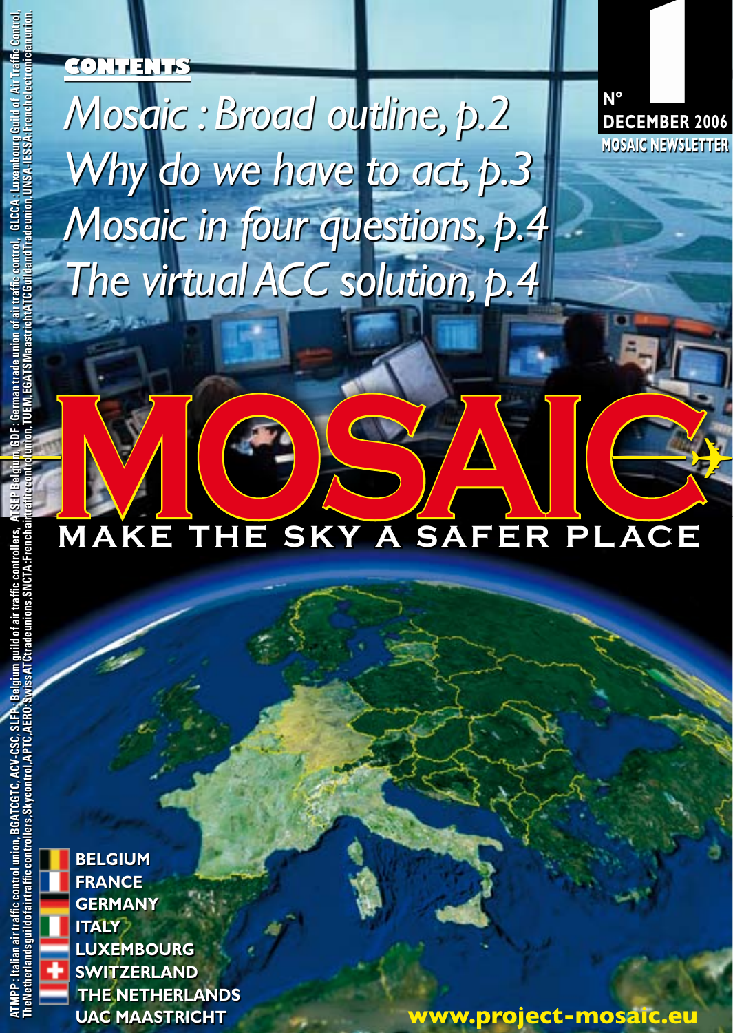**CONTENTS**

*Mosaic : Broad outline, p.2*

*Why do we have to act, p.3*

*Mosaic in four questions, p.4*

*The virtual ACC solution, p.4*

N° 1

DECEMBER 2006

MOSAIC NEWSLETTER

# MOSAIC

## MAKE THE SKY A SAFER PLACE

- BELGIUM
- FRANCE
- GERMANY
- ITALY
- LUXEMBOURG
- SWITZERLAND
- THE NETHERLANDS
- UAC MAASTRICHT

www.project-mosaic.eu

ATMPP : Italian air traffic control union, BGATCGTC, ACV-CSC, SLFP : Belgium guild of air traffic controllers, ATSEP Belgium, GDF : German trade union of air traffic control, GLCCA : Luxembourg Guild of Air Traffic Control, The Netherlands guild of air traffic controllers, Skycontrol, APTC, AERO : Swiss ATC trade unions, SNCTA : French air traffic controllers union, TUEM, EGATS Maastricht ATC Guild and Trade union, UNSA-IESSA : French electronicians union.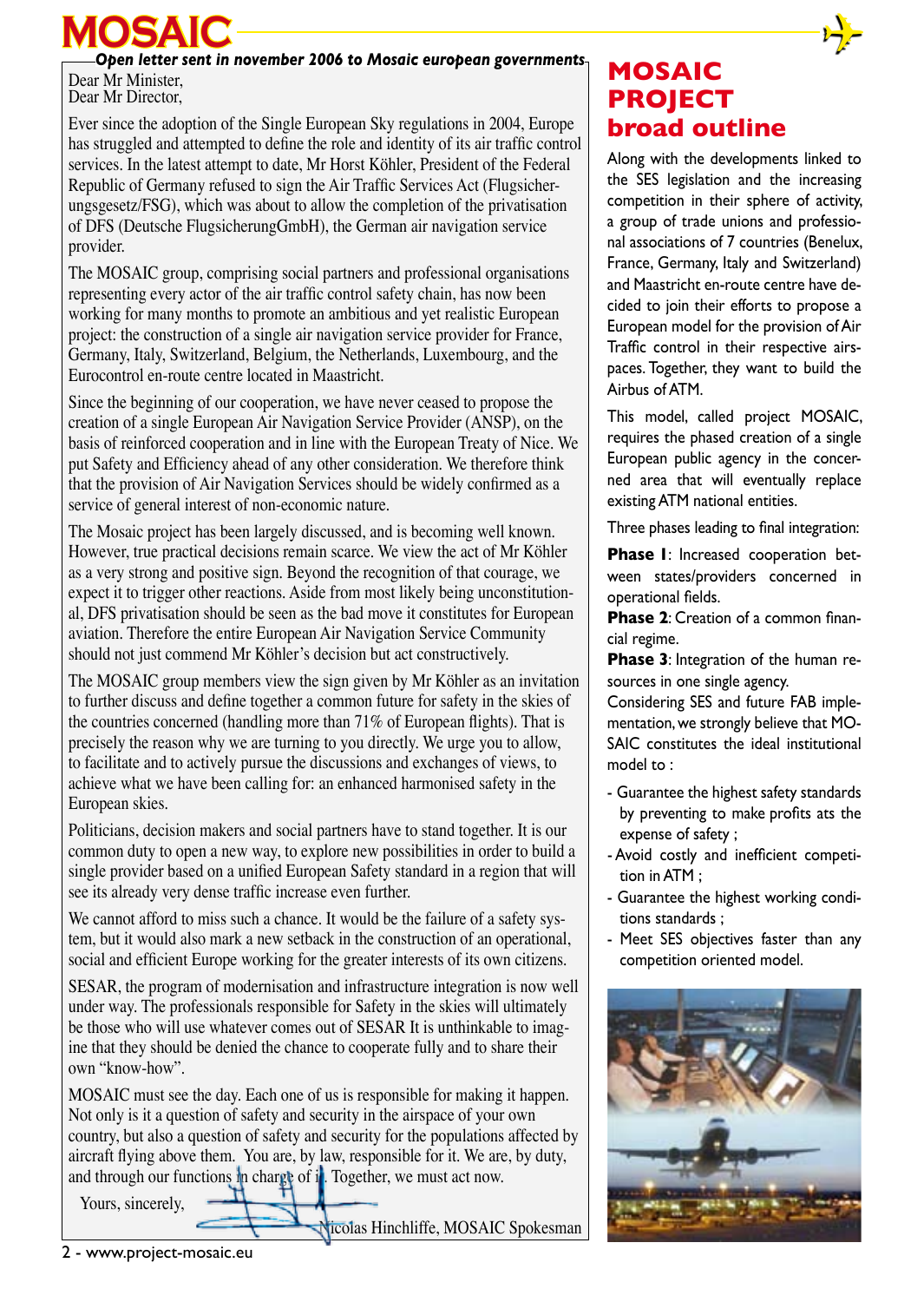# MOSAIC

*Open letter sent in november 2006 to Mosaic european governments*

Dear Mr Minister,
Dear Mr Director,

Ever since the adoption of the Single European Sky regulations in 2004, Europe has struggled and attempted to define the role and identity of its air traffic control services. In the latest attempt to date, Mr Horst Köhler, President of the Federal Republic of Germany refused to sign the Air Traffic Services Act (Flugsicherungsgesetz/FSG), which was about to allow the completion of the privatisation of DFS (Deutsche FlugsicherungGmbH), the German air navigation service provider.

The MOSAIC group, comprising social partners and professional organisations representing every actor of the air traffic control safety chain, has now been working for many months to promote an ambitious and yet realistic European project: the construction of a single air navigation service provider for France, Germany, Italy, Switzerland, Belgium, the Netherlands, Luxembourg, and the Eurocontrol en-route centre located in Maastricht.

Since the beginning of our cooperation, we have never ceased to propose the creation of a single European Air Navigation Service Provider (ANSP), on the basis of reinforced cooperation and in line with the European Treaty of Nice. We put Safety and Efficiency ahead of any other consideration. We therefore think that the provision of Air Navigation Services should be widely confirmed as a service of general interest of non-economic nature.

The Mosaic project has been largely discussed, and is becoming well known. However, true practical decisions remain scarce. We view the act of Mr Köhler as a very strong and positive sign. Beyond the recognition of that courage, we expect it to trigger other reactions. Aside from most likely being unconstitutional, DFS privatisation should be seen as the bad move it constitutes for European aviation. Therefore the entire European Air Navigation Service Community should not just commend Mr Köhler's decision but act constructively.

The MOSAIC group members view the sign given by Mr Köhler as an invitation to further discuss and define together a common future for safety in the skies of the countries concerned (handling more than 71% of European flights). That is precisely the reason why we are turning to you directly. We urge you to allow, to facilitate and to actively pursue the discussions and exchanges of views, to achieve what we have been calling for: an enhanced harmonised safety in the European skies.

Politicians, decision makers and social partners have to stand together. It is our common duty to open a new way, to explore new possibilities in order to build a single provider based on a unified European Safety standard in a region that will see its already very dense traffic increase even further.

We cannot afford to miss such a chance. It would be the failure of a safety system, but it would also mark a new setback in the construction of an operational, social and efficient Europe working for the greater interests of its own citizens.

SESAR, the program of modernisation and infrastructure integration is now well under way. The professionals responsible for Safety in the skies will ultimately be those who will use whatever comes out of SESAR It is unthinkable to imagine that they should be denied the chance to cooperate fully and to share their own "know-how".

MOSAIC must see the day. Each one of us is responsible for making it happen. Not only is it a question of safety and security in the airspace of your own country, but also a question of safety and security for the populations affected by aircraft flying above them. You are, by law, responsible for it. We are, by duty, and through our functions in charge of it. Together, we must act now.

Yours, sincerely,

Nicolas Hinchliffe, MOSAIC Spokesman

## MOSAIC PROJECT broad outline

Along with the developments linked to the SES legislation and the increasing competition in their sphere of activity, a group of trade unions and professional associations of 7 countries (Benelux, France, Germany, Italy and Switzerland) and Maastricht en-route centre have decided to join their efforts to propose a European model for the provision of Air Traffic control in their respective airspaces. Together, they want to build the Airbus of ATM.

This model, called project MOSAIC, requires the phased creation of a single European public agency in the concerned area that will eventually replace existing ATM national entities.

Three phases leading to final integration:

**Phase 1**: Increased cooperation between states/providers concerned in operational fields.
**Phase 2**: Creation of a common financial regime.
**Phase 3**: Integration of the human resources in one single agency.

Considering SES and future FAB implementation, we strongly believe that MOSAIC constitutes the ideal institutional model to :

- Guarantee the highest safety standards by preventing to make profits ats the expense of safety ;
- Avoid costly and inefficient competition in ATM ;
- Guarantee the highest working conditions standards ;
- Meet SES objectives faster than any competition oriented model.

2 - www.project-mosaic.eu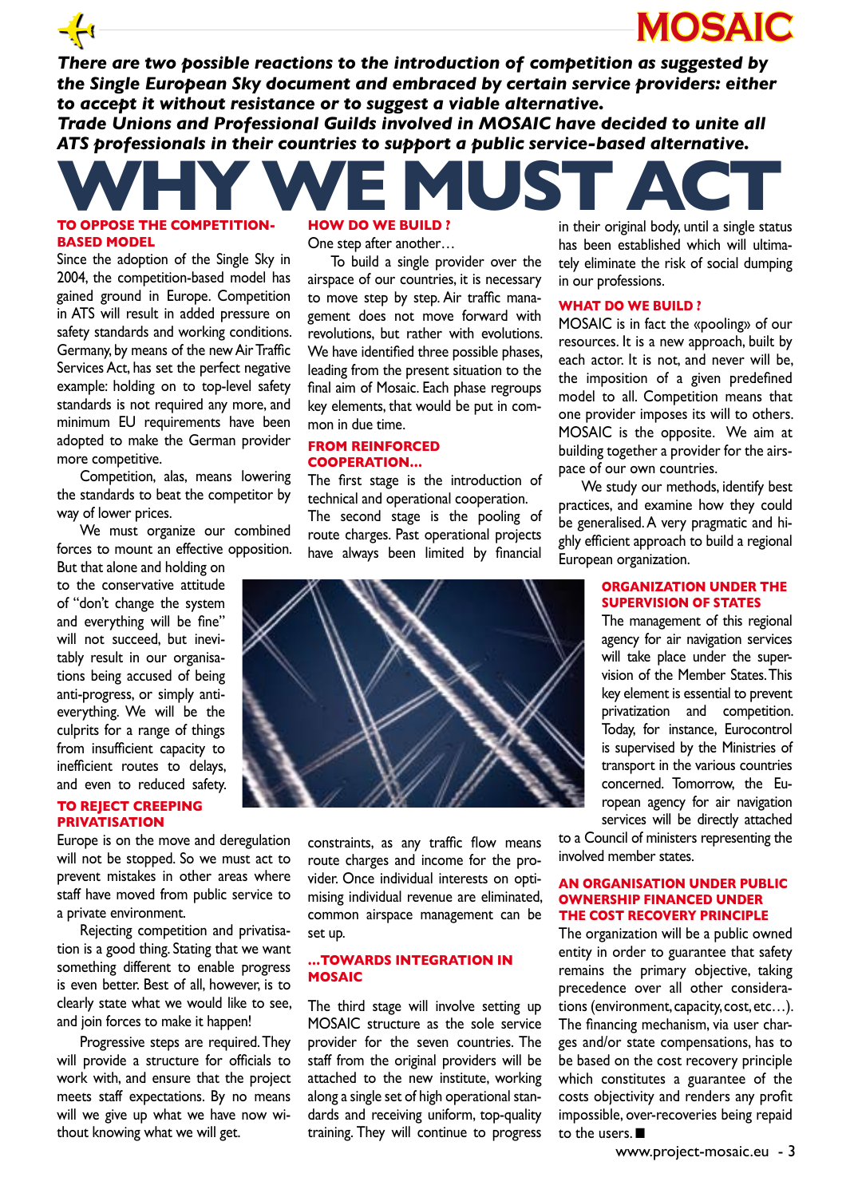*There are two possible reactions to the introduction of competition as suggested by the Single European Sky document and embraced by certain service providers: either to accept it without resistance or to suggest a viable alternative.*
*Trade Unions and Professional Guilds involved in MOSAIC have decided to unite all ATS professionals in their countries to support a public service-based alternative.*

# WHY WE MUST ACT

### TO OPPOSE THE COMPETITION-BASED MODEL

Since the adoption of the Single Sky in 2004, the competition-based model has gained ground in Europe. Competition in ATS will result in added pressure on safety standards and working conditions. Germany, by means of the new Air Traffic Services Act, has set the perfect negative example: holding on to top-level safety standards is not required any more, and minimum EU requirements have been adopted to make the German provider more competitive.

Competition, alas, means lowering the standards to beat the competitor by way of lower prices.

We must organize our combined forces to mount an effective opposition. But that alone and holding on to the conservative attitude of "don't change the system and everything will be fine" will not succeed, but inevitably result in our organisations being accused of being anti-progress, or simply anti-everything. We will be the culprits for a range of things from insufficient capacity to inefficient routes to delays, and even to reduced safety.

### TO REJECT CREEPING PRIVATISATION

Europe is on the move and deregulation will not be stopped. So we must act to prevent mistakes in other areas where staff have moved from public service to a private environment.

Rejecting competition and privatisation is a good thing. Stating that we want something different to enable progress is even better. Best of all, however, is to clearly state what we would like to see, and join forces to make it happen!

Progressive steps are required. They will provide a structure for officials to work with, and ensure that the project meets staff expectations. By no means will we give up what we have now without knowing what we will get.

### HOW DO WE BUILD ?

One step after another…

To build a single provider over the airspace of our countries, it is necessary to move step by step. Air traffic management does not move forward with revolutions, but rather with evolutions. We have identified three possible phases, leading from the present situation to the final aim of Mosaic. Each phase regroups key elements, that would be put in common in due time.

### FROM REINFORCED COOPERATION…

The first stage is the introduction of technical and operational cooperation. The second stage is the pooling of route charges. Past operational projects have always been limited by financial constraints, as any traffic flow means route charges and income for the provider. Once individual interests on optimising individual revenue are eliminated, common airspace management can be set up.

### …TOWARDS INTEGRATION IN MOSAIC

The third stage will involve setting up MOSAIC structure as the sole service provider for the seven countries. The staff from the original providers will be attached to the new institute, working along a single set of high operational standards and receiving uniform, top-quality training. They will continue to progress in their original body, until a single status has been established which will ultimately eliminate the risk of social dumping in our professions.

### WHAT DO WE BUILD ?

MOSAIC is in fact the «pooling» of our resources. It is a new approach, built by each actor. It is not, and never will be, the imposition of a given predefined model to all. Competition means that one provider imposes its will to others. MOSAIC is the opposite. We aim at building together a provider for the airspace of our own countries.

We study our methods, identify best practices, and examine how they could be generalised. A very pragmatic and highly efficient approach to build a regional European organization.

### ORGANIZATION UNDER THE SUPERVISION OF STATES

The management of this regional agency for air navigation services will take place under the supervision of the Member States. This key element is essential to prevent privatization and competition. Today, for instance, Eurocontrol is supervised by the Ministries of transport in the various countries concerned. Tomorrow, the European agency for air navigation services will be directly attached to a Council of ministers representing the involved member states.

### AN ORGANISATION UNDER PUBLIC OWNERSHIP FINANCED UNDER THE COST RECOVERY PRINCIPLE

The organization will be a public owned entity in order to guarantee that safety remains the primary objective, taking precedence over all other considerations (environment, capacity, cost, etc…). The financing mechanism, via user charges and/or state compensations, has to be based on the cost recovery principle which constitutes a guarantee of the costs objectivity and renders any profit impossible, over-recoveries being repaid to the users. ■

www.project-mosaic.eu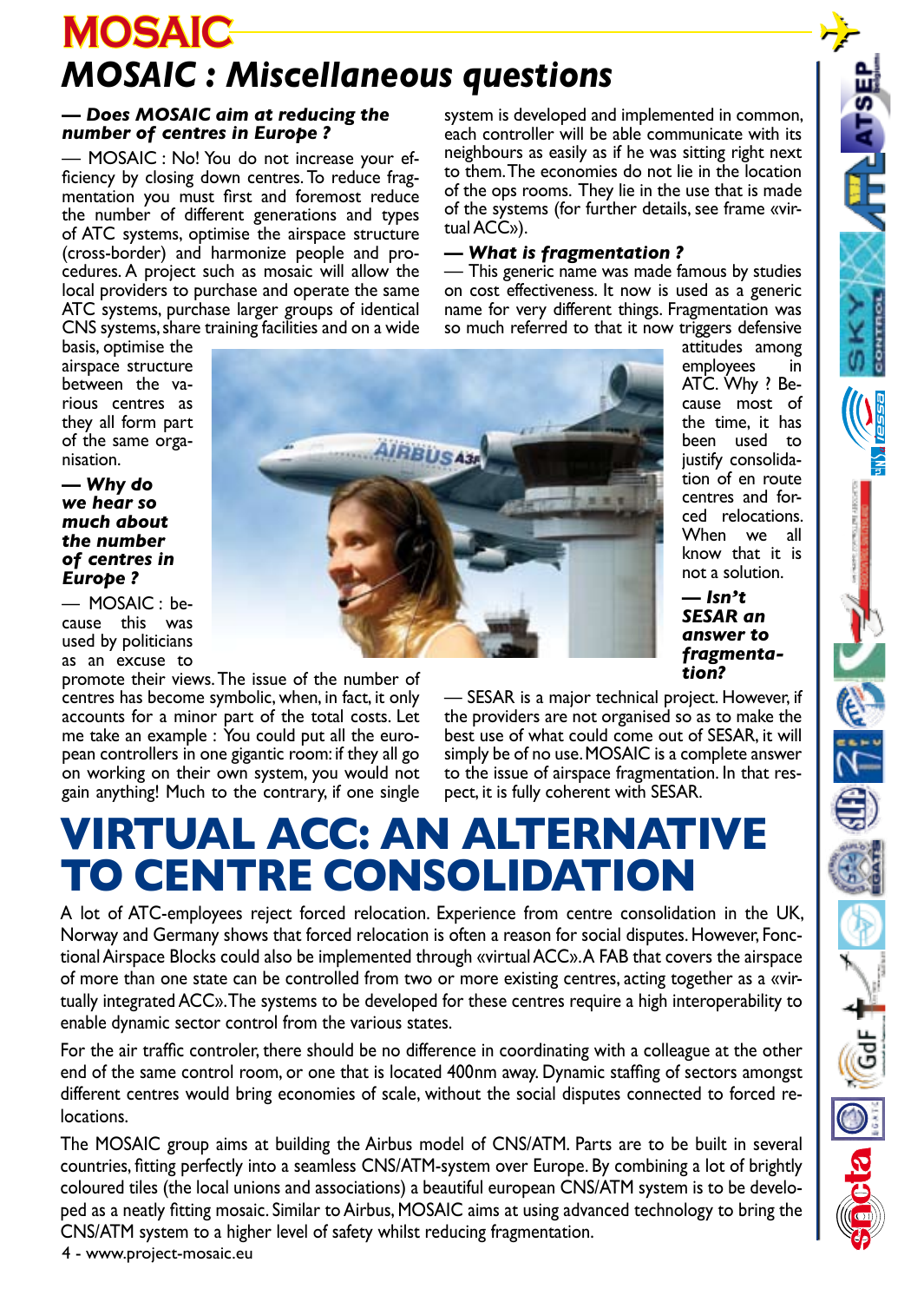# MOSAIC

## MOSAIC : Miscellaneous questions

### — Does MOSAIC aim at reducing the number of centres in Europe ?

— MOSAIC : No! You do not increase your efficiency by closing down centres. To reduce fragmentation you must first and foremost reduce the number of different generations and types of ATC systems, optimise the airspace structure (cross-border) and harmonize people and procedures. A project such as mosaic will allow the local providers to purchase and operate the same ATC systems, purchase larger groups of identical CNS systems, share training facilities and on a wide basis, optimise the airspace structure between the various centres as they all form part of the same organisation.

### — Why do we hear so much about the number of centres in Europe ?

— MOSAIC : because this was used by politicians as an excuse to promote their views. The issue of the number of centres has become symbolic, when, in fact, it only accounts for a minor part of the total costs. Let me take an example : You could put all the european controllers in one gigantic room: if they all go on working on their own system, you would not gain anything! Much to the contrary, if one single system is developed and implemented in common, each controller will be able communicate with its neighbours as easily as if he was sitting right next to them. The economies do not lie in the location of the ops rooms. They lie in the use that is made of the systems (for further details, see frame «virtual ACC»).

### — What is fragmentation ?

— This generic name was made famous by studies on cost effectiveness. It now is used as a generic name for very different things. Fragmentation was so much referred to that it now triggers defensive attitudes among employees in ATC. Why ? Because most of the time, it has been used to justify consolidation of en route centres and forced relocations. When we all know that it is not a solution.

### — Isn't SESAR an answer to fragmentation?

— SESAR is a major technical project. However, if the providers are not organised so as to make the best use of what could come out of SESAR, it will simply be of no use. MOSAIC is a complete answer to the issue of airspace fragmentation. In that respect, it is fully coherent with SESAR.

# VIRTUAL ACC: AN ALTERNATIVE TO CENTRE CONSOLIDATION

A lot of ATC-employees reject forced relocation. Experience from centre consolidation in the UK, Norway and Germany shows that forced relocation is often a reason for social disputes. However, Fonctional Airspace Blocks could also be implemented through «virtual ACC». A FAB that covers the airspace of more than one state can be controlled from two or more existing centres, acting together as a «virtually integrated ACC». The systems to be developed for these centres require a high interoperability to enable dynamic sector control from the various states.

For the air traffic controler, there should be no difference in coordinating with a colleague at the other end of the same control room, or one that is located 400nm away. Dynamic staffing of sectors amongst different centres would bring economies of scale, without the social disputes connected to forced relocations.

The MOSAIC group aims at building the Airbus model of CNS/ATM. Parts are to be built in several countries, fitting perfectly into a seamless CNS/ATM-system over Europe. By combining a lot of brightly coloured tiles (the local unions and associations) a beautiful european CNS/ATM system is to be developed as a neatly fitting mosaic. Similar to Airbus, MOSAIC aims at using advanced technology to bring the CNS/ATM system to a higher level of safety whilst reducing fragmentation.

4 - www.project-mosaic.eu